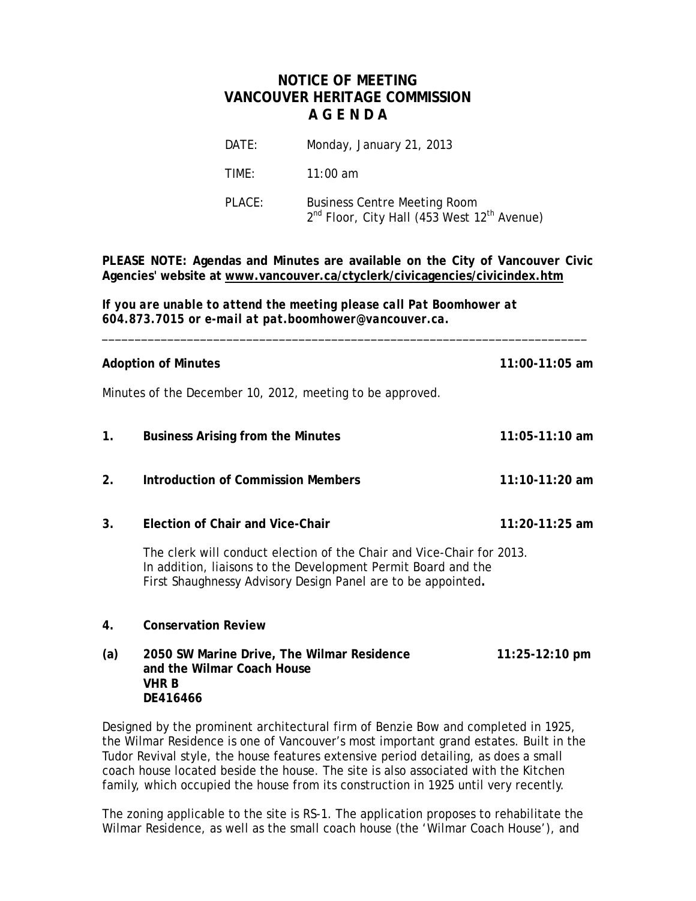# NOTICE OF MEETING
# VANCOUVER HERITAGE COMMISSION
# A G E N D A

DATE: Monday, January 21, 2013

TIME: 11:00 am

PLACE: Business Centre Meeting Room
2nd Floor, City Hall (453 West 12th Avenue)

**PLEASE NOTE: Agendas and Minutes are available on the City of Vancouver Civic Agencies' website at www.vancouver.ca/ctyclerk/civicagencies/civicindex.htm**

***If you are unable to attend the meeting please call Pat Boomhower at 604.873.7015 or e-mail at pat.boomhower@vancouver.ca.***

---

**Adoption of Minutes** **11:00-11:05 am**

Minutes of the December 10, 2012, meeting to be approved.

**1. Business Arising from the Minutes** **11:05-11:10 am**

**2. Introduction of Commission Members** **11:10-11:20 am**

**3. Election of Chair and Vice-Chair** **11:20-11:25 am**

The clerk will conduct election of the Chair and Vice-Chair for 2013. In addition, liaisons to the Development Permit Board and the First Shaughnessy Advisory Design Panel are to be appointed**.**

**4. Conservation Review**

**(a) 2050 SW Marine Drive, The Wilmar Residence and the Wilmar Coach House** **11:25-12:10 pm**
**VHR B**
**DE416466**

Designed by the prominent architectural firm of Benzie Bow and completed in 1925, the Wilmar Residence is one of Vancouver's most important grand estates. Built in the Tudor Revival style, the house features extensive period detailing, as does a small coach house located beside the house. The site is also associated with the Kitchen family, which occupied the house from its construction in 1925 until very recently.

The zoning applicable to the site is RS-1. The application proposes to rehabilitate the Wilmar Residence, as well as the small coach house (the 'Wilmar Coach House'), and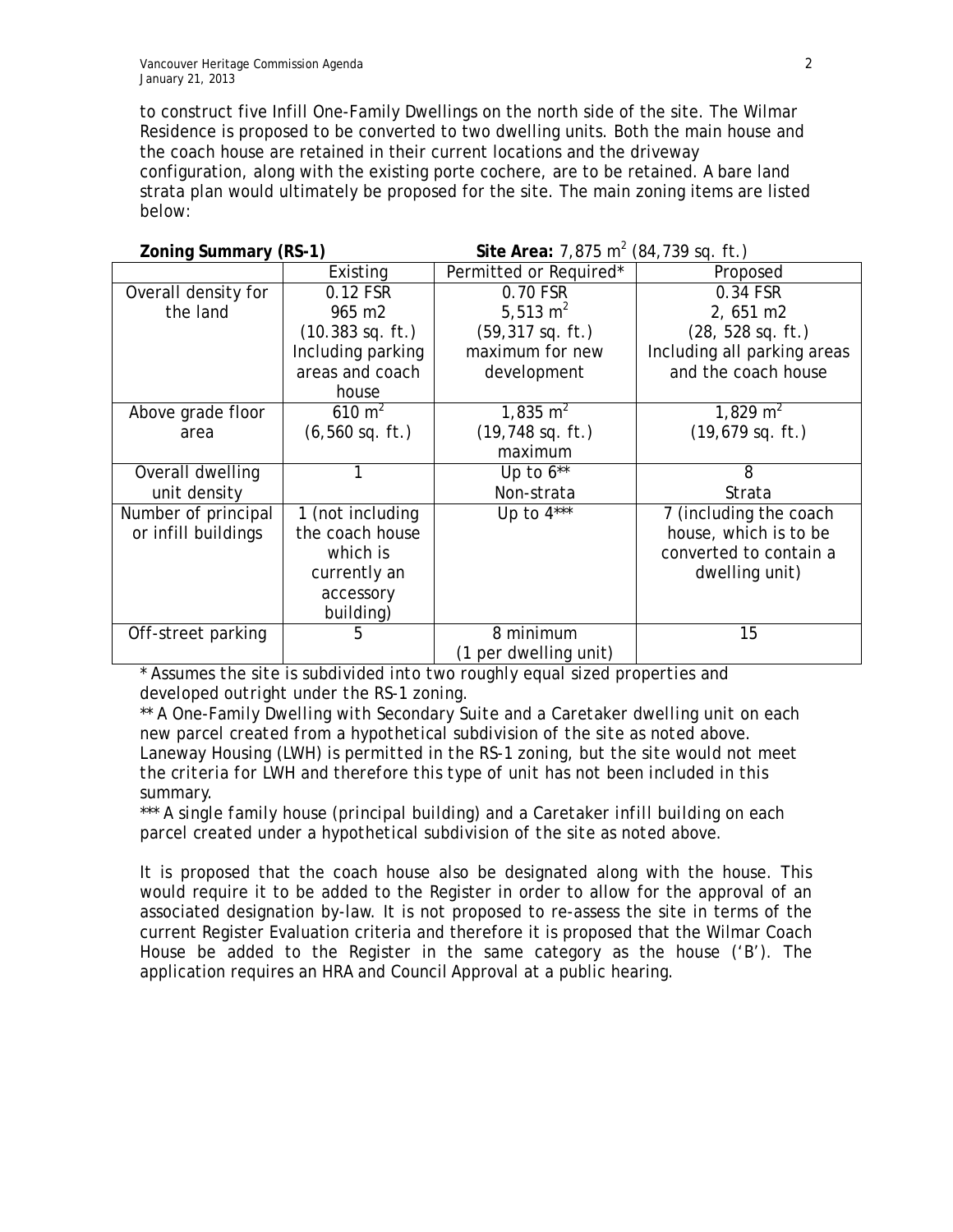to construct five Infill One-Family Dwellings on the north side of the site. The Wilmar Residence is proposed to be converted to two dwelling units. Both the main house and the coach house are retained in their current locations and the driveway configuration, along with the existing porte cochere, are to be retained. A bare land strata plan would ultimately be proposed for the site. The main zoning items are listed below:

**Zoning Summary (RS-1)** **Site Area:** 7,875 m$^2$ (84,739 sq. ft.)

| | Existing | Permitted or Required* | Proposed |
|---|---|---|---|
| Overall density for the land | 0.12 FSR 965 m2 (10.383 sq. ft.) Including parking areas and coach house | 0.70 FSR 5,513 m$^2$ (59,317 sq. ft.) maximum for new development | 0.34 FSR 2, 651 m2 (28, 528 sq. ft.) Including all parking areas and the coach house |
| Above grade floor area | 610 m$^2$ (6,560 sq. ft.) | 1,835 m$^2$ (19,748 sq. ft.) maximum | 1,829 m$^2$ (19,679 sq. ft.) |
| Overall dwelling unit density | 1 | Up to 6** Non-strata | 8 Strata |
| Number of principal or infill buildings | 1 (not including the coach house which is currently an accessory building) | Up to 4*** | 7 (including the coach house, which is to be converted to contain a dwelling unit) |
| Off-street parking | 5 | 8 minimum (1 per dwelling unit) | 15 |

*\* Assumes the site is subdivided into two roughly equal sized properties and developed outright under the RS-1 zoning.*
*\*\* A One-Family Dwelling with Secondary Suite and a Caretaker dwelling unit on each new parcel created from a hypothetical subdivision of the site as noted above. Laneway Housing (LWH) is permitted in the RS-1 zoning, but the site would not meet the criteria for LWH and therefore this type of unit has not been included in this summary.*
*\*\*\* A single family house (principal building) and a Caretaker infill building on each parcel created under a hypothetical subdivision of the site as noted above.*

It is proposed that the coach house also be designated along with the house. This would require it to be added to the Register in order to allow for the approval of an associated designation by-law. It is not proposed to re-assess the site in terms of the current Register Evaluation criteria and therefore it is proposed that the Wilmar Coach House be added to the Register in the same category as the house ('B'). The application requires an HRA and Council Approval at a public hearing.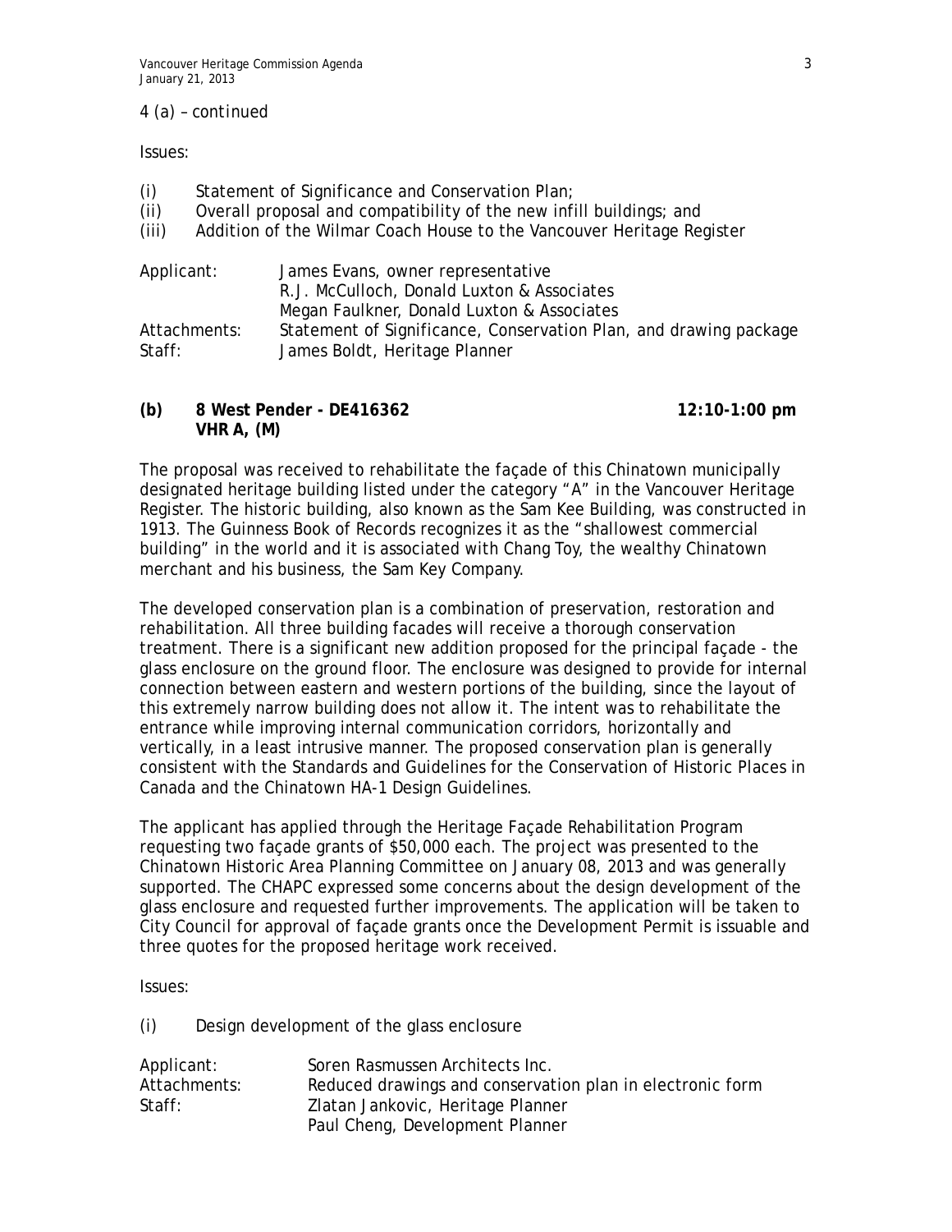4 (a) – continued

Issues:

(i) Statement of Significance and Conservation Plan;
(ii) Overall proposal and compatibility of the new infill buildings; and
(iii) Addition of the Wilmar Coach House to the Vancouver Heritage Register

| | |
|---|---|
| Applicant: | James Evans, owner representative<br>R.J. McCulloch, Donald Luxton & Associates<br>Megan Faulkner, Donald Luxton & Associates |
| Attachments: | Statement of Significance, Conservation Plan, and drawing package |
| Staff: | James Boldt, Heritage Planner |

**(b) 8 West Pender - DE416362 12:10-1:00 pm**
**VHR A, (M)**

The proposal was received to rehabilitate the façade of this Chinatown municipally designated heritage building listed under the category "A" in the Vancouver Heritage Register. The historic building, also known as the Sam Kee Building, was constructed in 1913. The Guinness Book of Records recognizes it as the "shallowest commercial building" in the world and it is associated with Chang Toy, the wealthy Chinatown merchant and his business, the Sam Key Company.

The developed conservation plan is a combination of preservation, restoration and rehabilitation. All three building facades will receive a thorough conservation treatment. There is a significant new addition proposed for the principal façade - the glass enclosure on the ground floor. The enclosure was designed to provide for internal connection between eastern and western portions of the building, since the layout of this extremely narrow building does not allow it. The intent was to rehabilitate the entrance while improving internal communication corridors, horizontally and vertically, in a least intrusive manner. The proposed conservation plan is generally consistent with the Standards and Guidelines for the Conservation of Historic Places in Canada and the Chinatown HA-1 Design Guidelines.

The applicant has applied through the Heritage Façade Rehabilitation Program requesting two façade grants of $50,000 each. The project was presented to the Chinatown Historic Area Planning Committee on January 08, 2013 and was generally supported. The CHAPC expressed some concerns about the design development of the glass enclosure and requested further improvements. The application will be taken to City Council for approval of façade grants once the Development Permit is issuable and three quotes for the proposed heritage work received.

Issues:

(i) Design development of the glass enclosure

| | |
|---|---|
| Applicant: | Soren Rasmussen Architects Inc. |
| Attachments: | Reduced drawings and conservation plan in electronic form |
| Staff: | Zlatan Jankovic, Heritage Planner<br>Paul Cheng, Development Planner |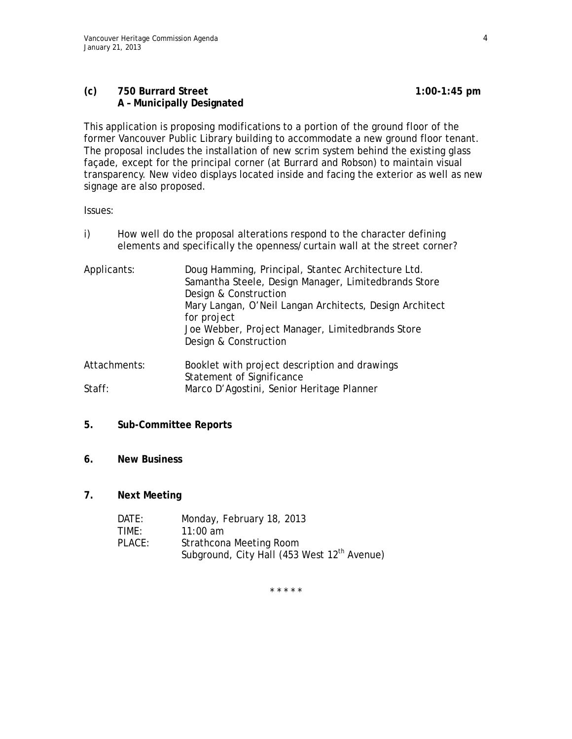**(c) 750 Burrard Street** **1:00-1:45 pm**
**A – Municipally Designated**

This application is proposing modifications to a portion of the ground floor of the former Vancouver Public Library building to accommodate a new ground floor tenant. The proposal includes the installation of new scrim system behind the existing glass façade, except for the principal corner (at Burrard and Robson) to maintain visual transparency. New video displays located inside and facing the exterior as well as new signage are also proposed.

Issues:

i) How well do the proposal alterations respond to the character defining elements and specifically the openness/curtain wall at the street corner?

| | |
|---|---|
| Applicants: | Doug Hamming, Principal, Stantec Architecture Ltd.<br>Samantha Steele, Design Manager, Limitedbrands Store Design & Construction<br>Mary Langan, O'Neil Langan Architects, Design Architect for project<br>Joe Webber, Project Manager, Limitedbrands Store Design & Construction |
| Attachments: | Booklet with project description and drawings<br>Statement of Significance |
| Staff: | Marco D'Agostini, Senior Heritage Planner |

**5. Sub-Committee Reports**

**6. New Business**

**7. Next Meeting**

| | |
|---|---|
| DATE: | Monday, February 18, 2013 |
| TIME: | 11:00 am |
| PLACE: | Strathcona Meeting Room<br>Subground, City Hall (453 West 12th Avenue) |

\* \* \* \* \*